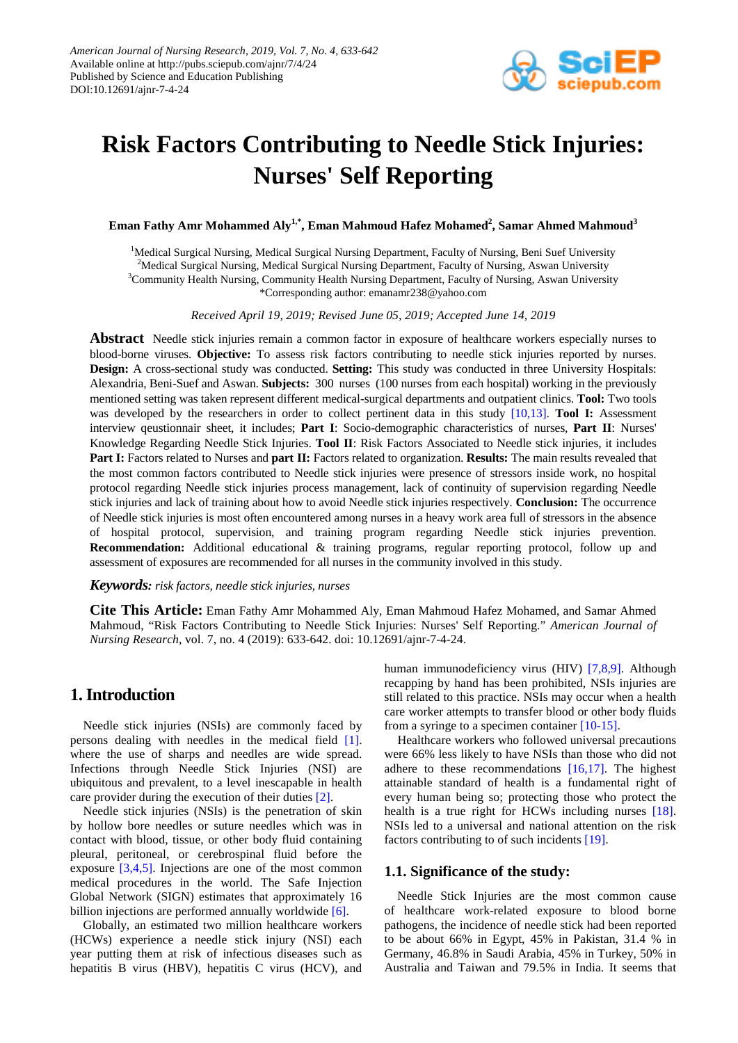American Journal of Nursing Research, 2019, Vol. 7, No. 4, 633-642
Available online at http://pubs.sciepub.com/ajnr/7/4/24
Published by Science and Education Publishing
DOI:10.12691/ajnr-7-4-24

# Risk Factors Contributing to Needle Stick Injuries: Nurses' Self Reporting

**Eman Fathy Amr Mohammed Aly[1,*], Eman Mahmoud Hafez Mohamed[2], Samar Ahmed Mahmoud[3]**

[1]Medical Surgical Nursing, Medical Surgical Nursing Department, Faculty of Nursing, Beni Suef University
[2]Medical Surgical Nursing, Medical Surgical Nursing Department, Faculty of Nursing, Aswan University
[3]Community Health Nursing, Community Health Nursing Department, Faculty of Nursing, Aswan University
*Corresponding author: emanamr238@yahoo.com

*Received April 19, 2019; Revised June 05, 2019; Accepted June 14, 2019*

**Abstract** Needle stick injuries remain a common factor in exposure of healthcare workers especially nurses to blood-borne viruses. **Objective:** To assess risk factors contributing to needle stick injuries reported by nurses. **Design:** A cross-sectional study was conducted. **Setting:** This study was conducted in three University Hospitals: Alexandria, Beni-Suef and Aswan. **Subjects:** 300 nurses (100 nurses from each hospital) working in the previously mentioned setting was taken represent different medical-surgical departments and outpatient clinics. **Tool:** Two tools was developed by the researchers in order to collect pertinent data in this study [10,13]. **Tool I:** Assessment interview qeustionnair sheet, it includes; **Part I**: Socio-demographic characteristics of nurses, **Part II**: Nurses' Knowledge Regarding Needle Stick Injuries. **Tool II**: Risk Factors Associated to Needle stick injuries, it includes **Part I:** Factors related to Nurses and **part II:** Factors related to organization. **Results:** The main results revealed that the most common factors contributed to Needle stick injuries were presence of stressors inside work, no hospital protocol regarding Needle stick injuries process management, lack of continuity of supervision regarding Needle stick injuries and lack of training about how to avoid Needle stick injuries respectively. **Conclusion:** The occurrence of Needle stick injuries is most often encountered among nurses in a heavy work area full of stressors in the absence of hospital protocol, supervision, and training program regarding Needle stick injuries prevention. **Recommendation:** Additional educational & training programs, regular reporting protocol, follow up and assessment of exposures are recommended for all nurses in the community involved in this study.

***Keywords:*** *risk factors, needle stick injuries, nurses*

**Cite This Article:** Eman Fathy Amr Mohammed Aly, Eman Mahmoud Hafez Mohamed, and Samar Ahmed Mahmoud, "Risk Factors Contributing to Needle Stick Injuries: Nurses' Self Reporting." *American Journal of Nursing Research*, vol. 7, no. 4 (2019): 633-642. doi: 10.12691/ajnr-7-4-24.

## 1. Introduction

Needle stick injuries (NSIs) are commonly faced by persons dealing with needles in the medical field [1]. where the use of sharps and needles are wide spread. Infections through Needle Stick Injuries (NSI) are ubiquitous and prevalent, to a level inescapable in health care provider during the execution of their duties [2].

Needle stick injuries (NSIs) is the penetration of skin by hollow bore needles or suture needles which was in contact with blood, tissue, or other body fluid containing pleural, peritoneal, or cerebrospinal fluid before the exposure [3,4,5]. Injections are one of the most common medical procedures in the world. The Safe Injection Global Network (SIGN) estimates that approximately 16 billion injections are performed annually worldwide [6].

Globally, an estimated two million healthcare workers (HCWs) experience a needle stick injury (NSI) each year putting them at risk of infectious diseases such as hepatitis B virus (HBV), hepatitis C virus (HCV), and human immunodeficiency virus (HIV) [7,8,9]. Although recapping by hand has been prohibited, NSIs injuries are still related to this practice. NSIs may occur when a health care worker attempts to transfer blood or other body fluids from a syringe to a specimen container [10-15].

Healthcare workers who followed universal precautions were 66% less likely to have NSIs than those who did not adhere to these recommendations [16,17]. The highest attainable standard of health is a fundamental right of every human being so; protecting those who protect the health is a true right for HCWs including nurses [18]. NSIs led to a universal and national attention on the risk factors contributing to of such incidents [19].

### 1.1. Significance of the study:

Needle Stick Injuries are the most common cause of healthcare work-related exposure to blood borne pathogens, the incidence of needle stick had been reported to be about 66% in Egypt, 45% in Pakistan, 31.4 % in Germany, 46.8% in Saudi Arabia, 45% in Turkey, 50% in Australia and Taiwan and 79.5% in India. It seems that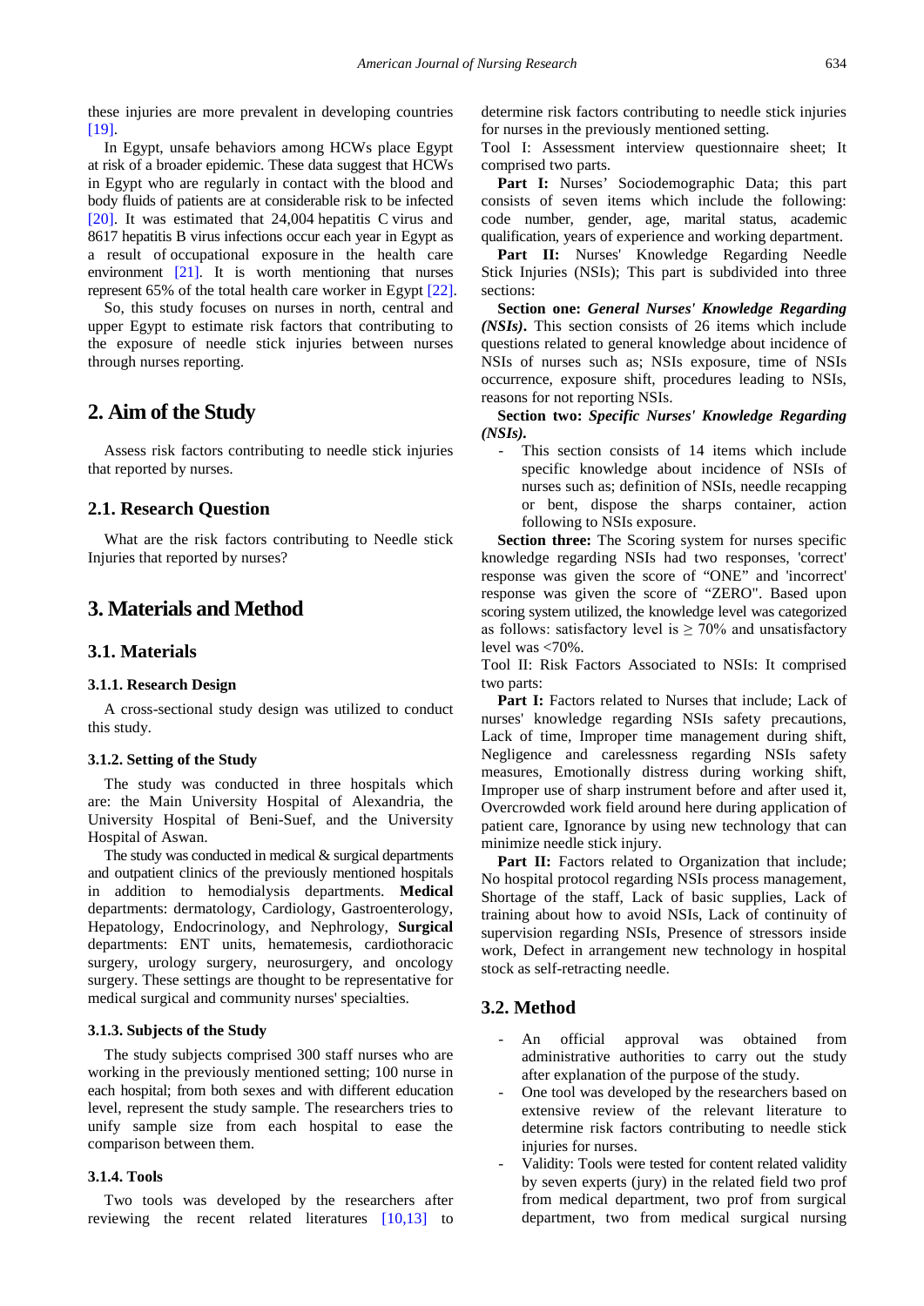these injuries are more prevalent in developing countries [19].

In Egypt, unsafe behaviors among HCWs place Egypt at risk of a broader epidemic. These data suggest that HCWs in Egypt who are regularly in contact with the blood and body fluids of patients are at considerable risk to be infected [20]. It was estimated that 24,004 hepatitis C virus and 8617 hepatitis B virus infections occur each year in Egypt as a result of occupational exposure in the health care environment [21]. It is worth mentioning that nurses represent 65% of the total health care worker in Egypt [22].

So, this study focuses on nurses in north, central and upper Egypt to estimate risk factors that contributing to the exposure of needle stick injuries between nurses through nurses reporting.

## 2. Aim of the Study

Assess risk factors contributing to needle stick injuries that reported by nurses.

### 2.1. Research Question

What are the risk factors contributing to Needle stick Injuries that reported by nurses?

## 3. Materials and Method

### 3.1. Materials

#### 3.1.1. Research Design

A cross-sectional study design was utilized to conduct this study.

#### 3.1.2. Setting of the Study

The study was conducted in three hospitals which are: the Main University Hospital of Alexandria, the University Hospital of Beni-Suef, and the University Hospital of Aswan.

The study was conducted in medical & surgical departments and outpatient clinics of the previously mentioned hospitals in addition to hemodialysis departments. **Medical** departments: dermatology, Cardiology, Gastroenterology, Hepatology, Endocrinology, and Nephrology, **Surgical** departments: ENT units, hematemesis, cardiothoracic surgery, urology surgery, neurosurgery, and oncology surgery. These settings are thought to be representative for medical surgical and community nurses' specialties.

#### 3.1.3. Subjects of the Study

The study subjects comprised 300 staff nurses who are working in the previously mentioned setting; 100 nurse in each hospital; from both sexes and with different education level, represent the study sample. The researchers tries to unify sample size from each hospital to ease the comparison between them.

#### 3.1.4. Tools

Two tools was developed by the researchers after reviewing the recent related literatures [10,13] to determine risk factors contributing to needle stick injuries for nurses in the previously mentioned setting.

Tool I: Assessment interview questionnaire sheet; It comprised two parts.

**Part I:** Nurses' Sociodemographic Data; this part consists of seven items which include the following: code number, gender, age, marital status, academic qualification, years of experience and working department.

**Part II:** Nurses' Knowledge Regarding Needle Stick Injuries (NSIs); This part is subdivided into three sections:

**Section one: *General Nurses' Knowledge Regarding (NSIs)*.** This section consists of 26 items which include questions related to general knowledge about incidence of NSIs of nurses such as; NSIs exposure, time of NSIs occurrence, exposure shift, procedures leading to NSIs, reasons for not reporting NSIs.

**Section two: *Specific Nurses' Knowledge Regarding (NSIs)*.**

- This section consists of 14 items which include specific knowledge about incidence of NSIs of nurses such as; definition of NSIs, needle recapping or bent, dispose the sharps container, action following to NSIs exposure.

**Section three:** The Scoring system for nurses specific knowledge regarding NSIs had two responses, 'correct' response was given the score of "ONE" and 'incorrect' response was given the score of "ZERO". Based upon scoring system utilized, the knowledge level was categorized as follows: satisfactory level is ≥ 70% and unsatisfactory level was <70%.

Tool II: Risk Factors Associated to NSIs: It comprised two parts:

**Part I:** Factors related to Nurses that include; Lack of nurses' knowledge regarding NSIs safety precautions, Lack of time, Improper time management during shift, Negligence and carelessness regarding NSIs safety measures, Emotionally distress during working shift, Improper use of sharp instrument before and after used it, Overcrowded work field around here during application of patient care, Ignorance by using new technology that can minimize needle stick injury.

**Part II:** Factors related to Organization that include; No hospital protocol regarding NSIs process management, Shortage of the staff, Lack of basic supplies, Lack of training about how to avoid NSIs, Lack of continuity of supervision regarding NSIs, Presence of stressors inside work, Defect in arrangement new technology in hospital stock as self-retracting needle.

### 3.2. Method

- An official approval was obtained from administrative authorities to carry out the study after explanation of the purpose of the study.
- One tool was developed by the researchers based on extensive review of the relevant literature to determine risk factors contributing to needle stick injuries for nurses.
- Validity: Tools were tested for content related validity by seven experts (jury) in the related field two prof from medical department, two prof from surgical department, two from medical surgical nursing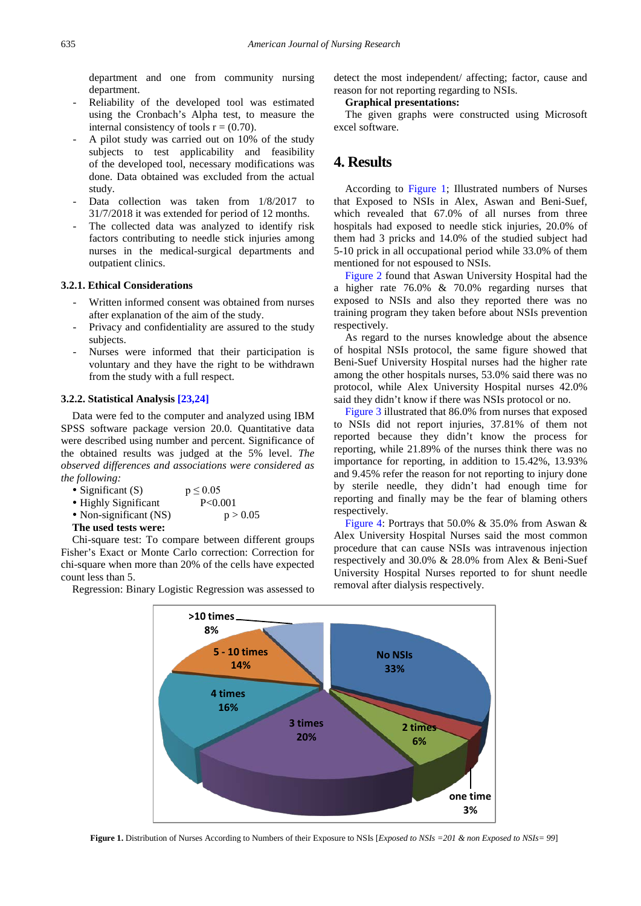department and one from community nursing department.

- Reliability of the developed tool was estimated using the Cronbach's Alpha test, to measure the internal consistency of tools r = (0.70).
- A pilot study was carried out on 10% of the study subjects to test applicability and feasibility of the developed tool, necessary modifications was done. Data obtained was excluded from the actual study.
- Data collection was taken from 1/8/2017 to 31/7/2018 it was extended for period of 12 months.
- The collected data was analyzed to identify risk factors contributing to needle stick injuries among nurses in the medical-surgical departments and outpatient clinics.

### 3.2.1. Ethical Considerations

- Written informed consent was obtained from nurses after explanation of the aim of the study.
- Privacy and confidentiality are assured to the study subjects.
- Nurses were informed that their participation is voluntary and they have the right to be withdrawn from the study with a full respect.

### 3.2.2. Statistical Analysis [23,24]

Data were fed to the computer and analyzed using IBM SPSS software package version 20.0. Quantitative data were described using number and percent. Significance of the obtained results was judged at the 5% level. *The observed differences and associations were considered as the following:*

- Significant (S) $p \leq 0.05$
- Highly Significant $P<0.001$
- Non-significant (NS) $p > 0.05$

**The used tests were:**

Chi-square test: To compare between different groups Fisher's Exact or Monte Carlo correction: Correction for chi-square when more than 20% of the cells have expected count less than 5.

Regression: Binary Logistic Regression was assessed to detect the most independent/ affecting; factor, cause and reason for not reporting regarding to NSIs.

**Graphical presentations:**

The given graphs were constructed using Microsoft excel software.

## 4. Results

According to Figure 1; Illustrated numbers of Nurses that Exposed to NSIs in Alex, Aswan and Beni-Suef, which revealed that 67.0% of all nurses from three hospitals had exposed to needle stick injuries, 20.0% of them had 3 pricks and 14.0% of the studied subject had 5-10 prick in all occupational period while 33.0% of them mentioned for not espoused to NSIs.

Figure 2 found that Aswan University Hospital had the a higher rate 76.0% & 70.0% regarding nurses that exposed to NSIs and also they reported there was no training program they taken before about NSIs prevention respectively.

As regard to the nurses knowledge about the absence of hospital NSIs protocol, the same figure showed that Beni-Suef University Hospital nurses had the higher rate among the other hospitals nurses, 53.0% said there was no protocol, while Alex University Hospital nurses 42.0% said they didn't know if there was NSIs protocol or no.

Figure 3 illustrated that 86.0% from nurses that exposed to NSIs did not report injuries, 37.81% of them not reported because they didn't know the process for reporting, while 21.89% of the nurses think there was no importance for reporting, in addition to 15.42%, 13.93% and 9.45% refer the reason for not reporting to injury done by sterile needle, they didn't had enough time for reporting and finally may be the fear of blaming others respectively.

Figure 4: Portrays that 50.0% & 35.0% from Aswan & Alex University Hospital Nurses said the most common procedure that can cause NSIs was intravenous injection respectively and 30.0% & 28.0% from Alex & Beni-Suef University Hospital Nurses reported to for shunt needle removal after dialysis respectively.

**Figure 1.** Distribution of Nurses According to Numbers of their Exposure to NSIs [*Exposed to NSIs =201 & non Exposed to NSIs= 99*]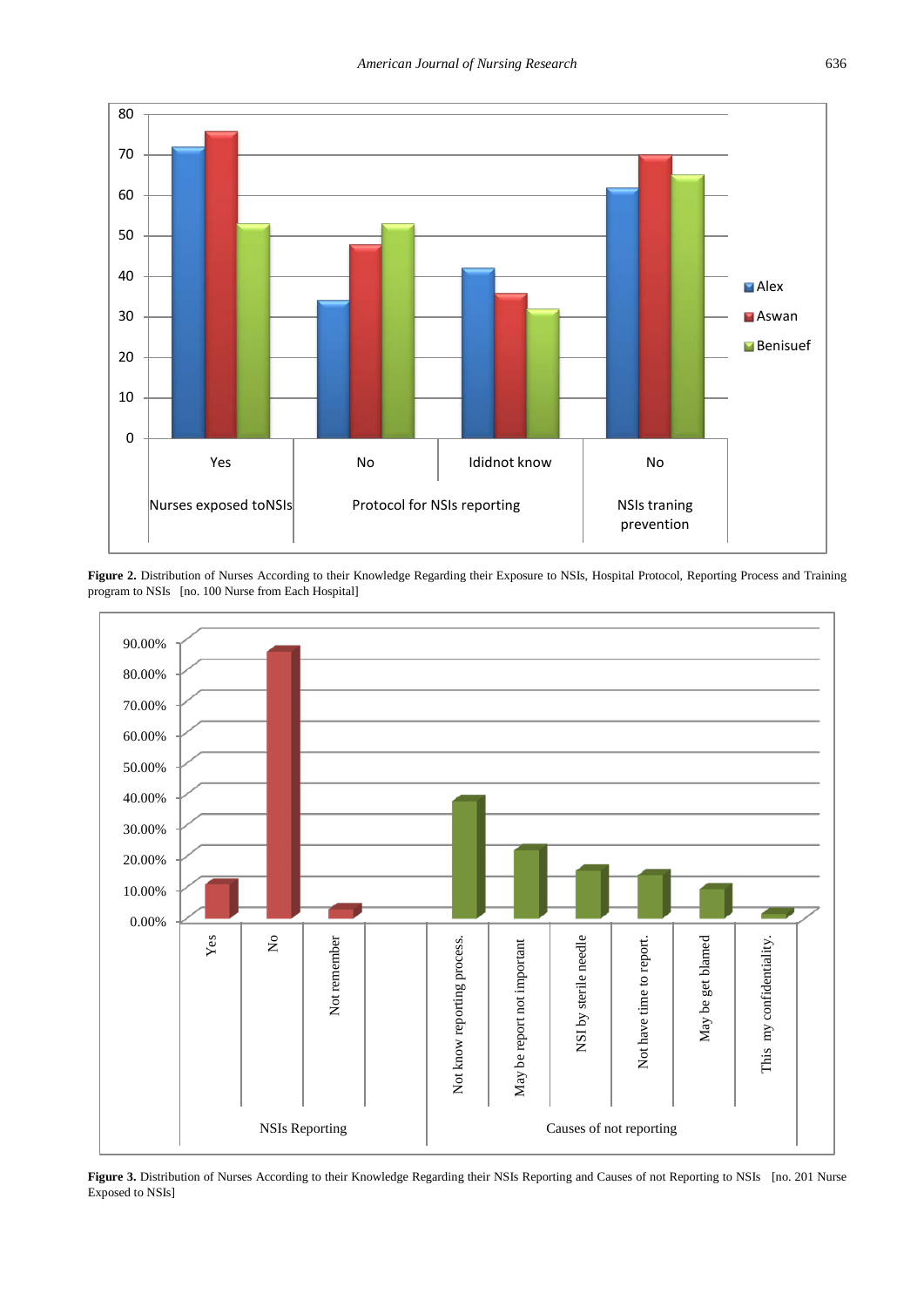Figure 2. Distribution of Nurses According to their Knowledge Regarding their Exposure to NSIs, Hospital Protocol, Reporting Process and Training program to NSIs [no. 100 Nurse from Each Hospital]

Figure 3. Distribution of Nurses According to their Knowledge Regarding their NSIs Reporting and Causes of not Reporting to NSIs [no. 201 Nurse Exposed to NSIs]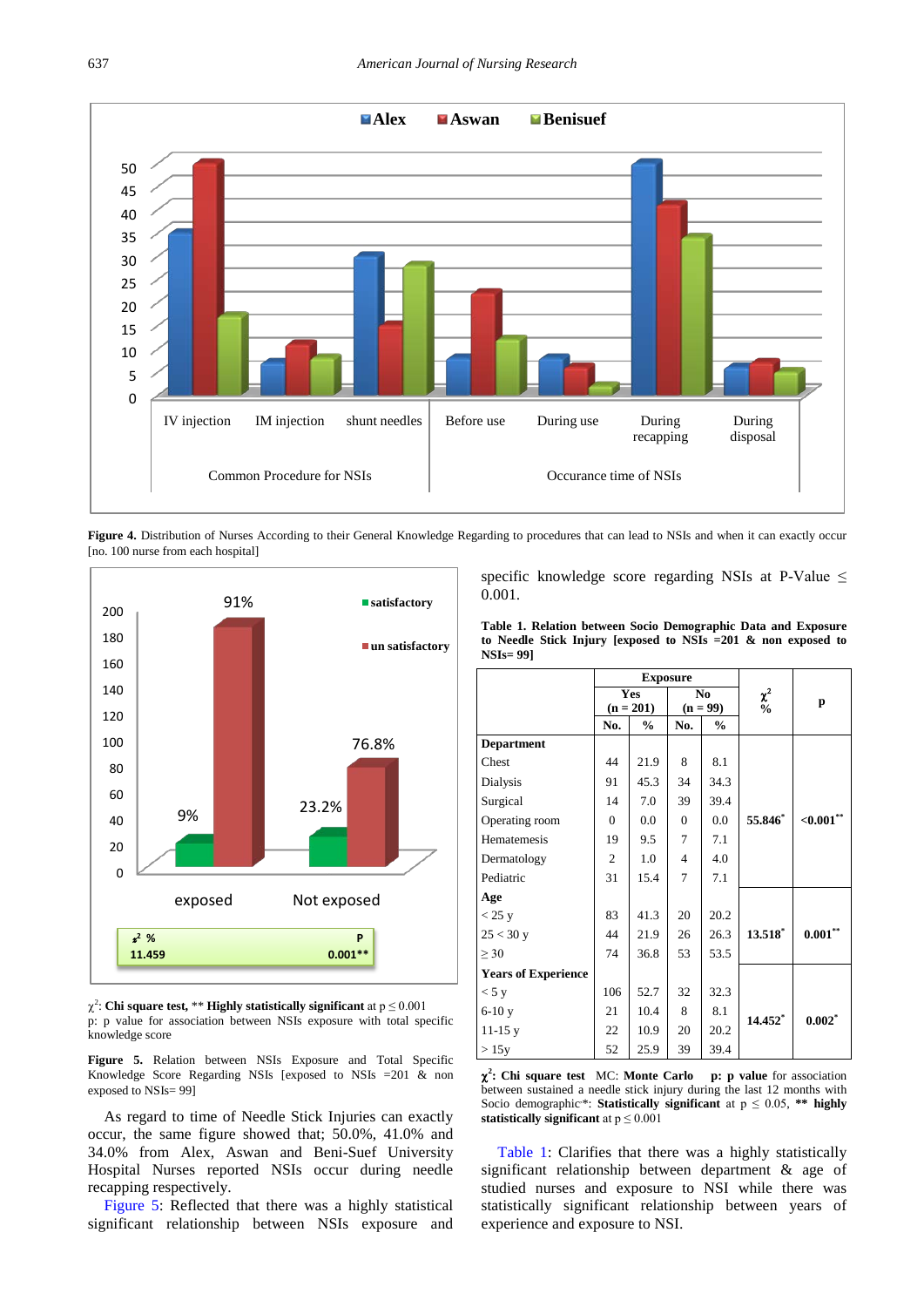**Figure 4.** Distribution of Nurses According to their General Knowledge Regarding to procedures that can lead to NSIs and when it can exactly occur [no. 100 nurse from each hospital]

$\chi^2$: **Chi square test,** ** **Highly statistically significant** at $p \leq 0.001$
p: p value for association between NSIs exposure with total specific knowledge score

**Figure 5.** Relation between NSIs Exposure and Total Specific Knowledge Score Regarding NSIs [exposed to NSIs =201 & non exposed to NSIs= 99]

As regard to time of Needle Stick Injuries can exactly occur, the same figure showed that; 50.0%, 41.0% and 34.0% from Alex, Aswan and Beni-Suef University Hospital Nurses reported NSIs occur during needle recapping respectively.

Figure 5: Reflected that there was a highly statistical significant relationship between NSIs exposure and specific knowledge score regarding NSIs at P-Value ≤ 0.001.

**Table 1. Relation between Socio Demographic Data and Exposure to Needle Stick Injury [exposed to NSIs =201 & non exposed to NSIs= 99]**

| | Exposure | | | | $\chi^2$ % | p |
|---|---|---|---|---|---|---|
| | Yes (n = 201) | | No (n = 99) | | | |
| | No. | % | No. | % | | |
| **Department** | | | | | | |
| Chest | 44 | 21.9 | 8 | 8.1 | 55.846* | <0.001** |
| Dialysis | 91 | 45.3 | 34 | 34.3 | | |
| Surgical | 14 | 7.0 | 39 | 39.4 | | |
| Operating room | 0 | 0.0 | 0 | 0.0 | | |
| Hematemesis | 19 | 9.5 | 7 | 7.1 | | |
| Dermatology | 2 | 1.0 | 4 | 4.0 | | |
| Pediatric | 31 | 15.4 | 7 | 7.1 | | |
| **Age** | | | | | | |
| < 25 y | 83 | 41.3 | 20 | 20.2 | 13.518* | 0.001** |
| 25 < 30 y | 44 | 21.9 | 26 | 26.3 | | |
| ≥ 30 | 74 | 36.8 | 53 | 53.5 | | |
| **Years of Experience** | | | | | | |
| < 5 y | 106 | 52.7 | 32 | 32.3 | 14.452* | 0.002* |
| 6-10 y | 21 | 10.4 | 8 | 8.1 | | |
| 11-15 y | 22 | 10.9 | 20 | 20.2 | | |
| > 15y | 52 | 25.9 | 39 | 39.4 | | |

$\chi^2$: **Chi square test** MC: **Monte Carlo** **p: p value** for association between sustained a needle stick injury during the last 12 months with Socio demographic*: **Statistically significant** at $p \leq 0.05$, ** **highly statistically significant** at $p \leq 0.001$

Table 1: Clarifies that there was a highly statistically significant relationship between department & age of studied nurses and exposure to NSI while there was statistically significant relationship between years of experience and exposure to NSI.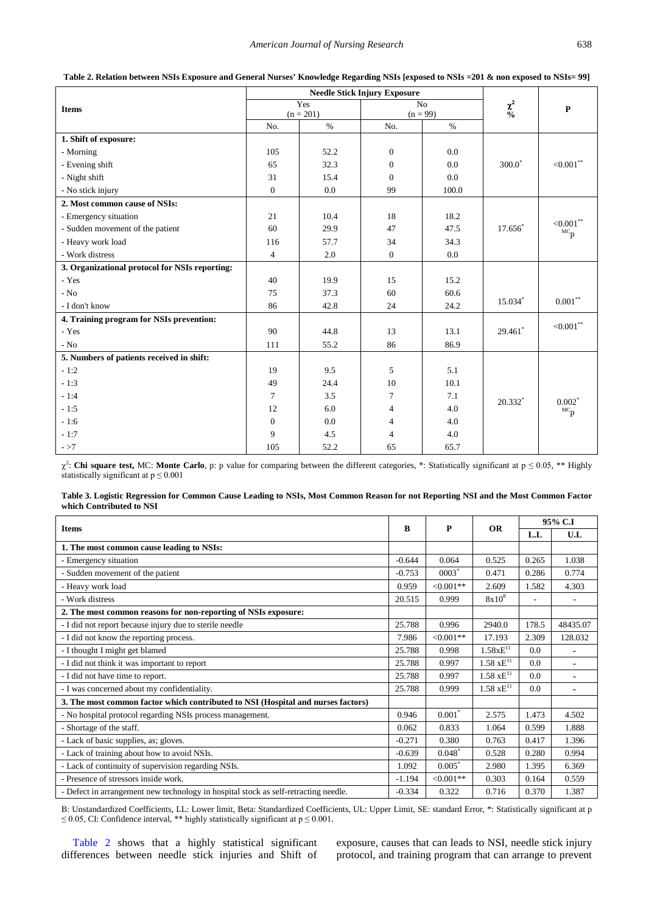**Table 2. Relation between NSIs Exposure and General Nurses' Knowledge Regarding NSIs [exposed to NSIs =201 & non exposed to NSIs= 99]**

| Items | Needle Stick Injury Exposure | | | | $\chi^2$ % | P |
|---|---|---|---|---|---|---|
| | Yes (n = 201) | | No (n = 99) | | | |
| | No. | % | No. | % | | |
| **1. Shift of exposure:** | | | | | | |
| - Morning | 105 | 52.2 | 0 | 0.0 | | |
| - Evening shift | 65 | 32.3 | 0 | 0.0 | 300.0* | <0.001** |
| - Night shift | 31 | 15.4 | 0 | 0.0 | | |
| - No stick injury | 0 | 0.0 | 99 | 100.0 | | |
| **2. Most common cause of NSIs:** | | | | | | |
| - Emergency situation | 21 | 10.4 | 18 | 18.2 | | |
| - Sudden movement of the patient | 60 | 29.9 | 47 | 47.5 | 17.656* | <0.001** $^{MC}p$ |
| - Heavy work load | 116 | 57.7 | 34 | 34.3 | | |
| - Work distress | 4 | 2.0 | 0 | 0.0 | | |
| **3. Organizational protocol for NSIs reporting:** | | | | | | |
| - Yes | 40 | 19.9 | 15 | 15.2 | | |
| - No | 75 | 37.3 | 60 | 60.6 | | |
| - I don't know | 86 | 42.8 | 24 | 24.2 | 15.034* | 0.001** |
| **4. Training program for NSIs prevention:** | | | | | | |
| - Yes | 90 | 44.8 | 13 | 13.1 | 29.461* | <0.001** |
| - No | 111 | 55.2 | 86 | 86.9 | | |
| **5. Numbers of patients received in shift:** | | | | | | |
| - 1:2 | 19 | 9.5 | 5 | 5.1 | | |
| - 1:3 | 49 | 24.4 | 10 | 10.1 | | |
| - 1:4 | 7 | 3.5 | 7 | 7.1 | 20.332* | 0.002* $^{MC}p$ |
| - 1:5 | 12 | 6.0 | 4 | 4.0 | | |
| - 1:6 | 0 | 0.0 | 4 | 4.0 | | |
| - 1:7 | 9 | 4.5 | 4 | 4.0 | | |
| - >7 | 105 | 52.2 | 65 | 65.7 | | |

$\chi^2$: **Chi square test,** MC: **Monte Carlo**, p: p value for comparing between the different categories, *: Statistically significant at $p \leq 0.05$, ** Highly statistically significant at $p \leq 0.001$

**Table 3. Logistic Regression for Common Cause Leading to NSIs, Most Common Reason for not Reporting NSI and the Most Common Factor which Contributed to NSI**

| Items | B | P | OR | 95% C.I | |
|---|---|---|---|---|---|
| | | | | L.L | U.L |
| **1. The most common cause leading to NSIs:** | | | | | |
| - Emergency situation | -0.644 | 0.064 | 0.525 | 0.265 | 1.038 |
| - Sudden movement of the patient | -0.753 | 0003* | 0.471 | 0.286 | 0.774 |
| - Heavy work load | 0.959 | <0.001** | 2.609 | 1.582 | 4.303 |
| - Work distress | 20.515 | 0.999 | $8x10^8$ | - | - |
| **2. The most common reasons for non-reporting of NSIs exposure:** | | | | | |
| - I did not report because injury due to sterile needle | 25.788 | 0.996 | 2940.0 | 178.5 | 48435.07 |
| - I did not know the reporting process. | 7.986 | <0.001** | 17.193 | 2.309 | 128.032 |
| - I thought I might get blamed | 25.788 | 0.998 | $1.58xE^{11}$ | 0.0 | - |
| - I did not think it was important to report | 25.788 | 0.997 | $1.58 xE^{11}$ | 0.0 | - |
| - I did not have time to report. | 25.788 | 0.997 | $1.58 xE^{11}$ | 0.0 | - |
| - I was concerned about my confidentiality. | 25.788 | 0.999 | $1.58 xE^{11}$ | 0.0 | - |
| **3. The most common factor which contributed to NSI (Hospital and nurses factors)** | | | | | |
| - No hospital protocol regarding NSIs process management. | 0.946 | 0.001* | 2.575 | 1.473 | 4.502 |
| - Shortage of the staff. | 0.062 | 0.833 | 1.064 | 0.599 | 1.888 |
| - Lack of basic supplies, as; gloves. | -0.271 | 0.380 | 0.763 | 0.417 | 1.396 |
| - Lack of training about how to avoid NSIs. | -0.639 | 0.048* | 0.528 | 0.280 | 0.994 |
| - Lack of continuity of supervision regarding NSIs. | 1.092 | 0.005* | 2.980 | 1.395 | 6.369 |
| - Presence of stressors inside work. | -1.194 | <0.001** | 0.303 | 0.164 | 0.559 |
| - Defect in arrangement new technology in hospital stock as self-retracting needle. | -0.334 | 0.322 | 0.716 | 0.370 | 1.387 |

B: Unstandardized Coefficients, LL: Lower limit, Beta: Standardized Coefficients, UL: Upper Limit, SE: standard Error, *: Statistically significant at $p \leq 0.05$, CI: Confidence interval, ** highly statistically significant at $p \leq 0.001$.

Table 2 shows that a highly statistical significant differences between needle stick injuries and Shift of exposure, causes that can leads to NSI, needle stick injury protocol, and training program that can arrange to prevent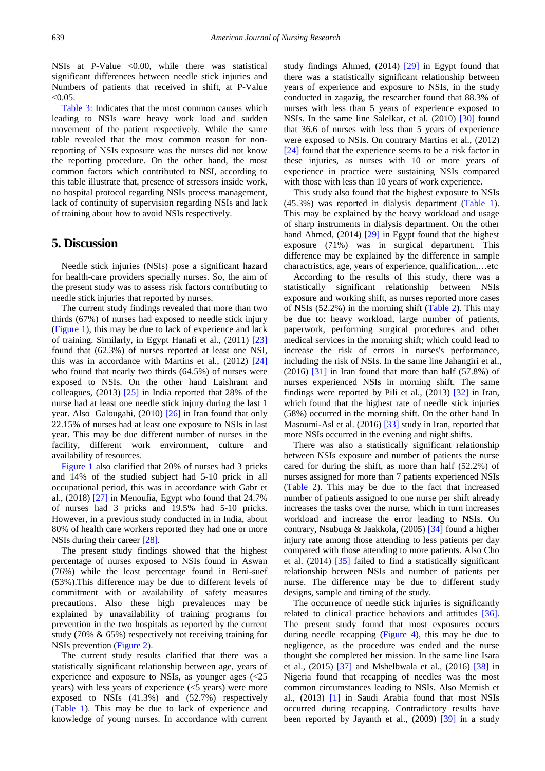NSIs at P-Value <0.00, while there was statistical significant differences between needle stick injuries and Numbers of patients that received in shift, at P-Value <0.05.

Table 3: Indicates that the most common causes which leading to NSIs ware heavy work load and sudden movement of the patient respectively. While the same table revealed that the most common reason for non-reporting of NSIs exposure was the nurses did not know the reporting procedure. On the other hand, the most common factors which contributed to NSI, according to this table illustrate that, presence of stressors inside work, no hospital protocol regarding NSIs process management, lack of continuity of supervision regarding NSIs and lack of training about how to avoid NSIs respectively.

## 5. Discussion

Needle stick injuries (NSIs) pose a significant hazard for health-care providers specially nurses. So, the aim of the present study was to assess risk factors contributing to needle stick injuries that reported by nurses.

The current study findings revealed that more than two thirds (67%) of nurses had exposed to needle stick injury (Figure 1), this may be due to lack of experience and lack of training. Similarly, in Egypt Hanafi et al., (2011) [23] found that (62.3%) of nurses reported at least one NSI, this was in accordance with Martins et al., (2012) [24] who found that nearly two thirds (64.5%) of nurses were exposed to NSIs. On the other hand Laishram and colleagues, (2013) [25] in India reported that 28% of the nurse had at least one needle stick injury during the last 1 year. Also Galougahi, (2010) [26] in Iran found that only 22.15% of nurses had at least one exposure to NSIs in last year. This may be due different number of nurses in the facility, different work environment, culture and availability of resources.

Figure 1 also clarified that 20% of nurses had 3 pricks and 14% of the studied subject had 5-10 prick in all occupational period, this was in accordance with Gabr et al., (2018) [27] in Menoufia, Egypt who found that 24.7% of nurses had 3 pricks and 19.5% had 5-10 pricks. However, in a previous study conducted in in India, about 80% of health care workers reported they had one or more NSIs during their career [28].

The present study findings showed that the highest percentage of nurses exposed to NSIs found in Aswan (76%) while the least percentage found in Beni-suef (53%).This difference may be due to different levels of commitment with or availability of safety measures precautions. Also these high prevalences may be explained by unavailability of training programs for prevention in the two hospitals as reported by the current study (70% & 65%) respectively not receiving training for NSIs prevention (Figure 2).

The current study results clarified that there was a statistically significant relationship between age, years of experience and exposure to NSIs, as younger ages (<25 years) with less years of experience (<5 years) were more exposed to NSIs (41.3%) and (52.7%) respectively (Table 1). This may be due to lack of experience and knowledge of young nurses. In accordance with current study findings Ahmed, (2014) [29] in Egypt found that there was a statistically significant relationship between years of experience and exposure to NSIs, in the study conducted in zagazig, the researcher found that 88.3% of nurses with less than 5 years of experience exposed to NSIs. In the same line Salelkar, et al. (2010) [30] found that 36.6 of nurses with less than 5 years of experience were exposed to NSIs. On contrary Martins et al., (2012) [24] found that the experience seems to be a risk factor in these injuries, as nurses with 10 or more years of experience in practice were sustaining NSIs compared with those with less than 10 years of work experience.

This study also found that the highest exposure to NSIs (45.3%) was reported in dialysis department (Table 1). This may be explained by the heavy workload and usage of sharp instruments in dialysis department. On the other hand Ahmed, (2014) [29] in Egypt found that the highest exposure (71%) was in surgical department. This difference may be explained by the difference in sample charactristics, age, years of experience, qualification,…etc

According to the results of this study, there was a statistically significant relationship between NSIs exposure and working shift, as nurses reported more cases of NSIs (52.2%) in the morning shift (Table 2). This may be due to: heavy workload, large number of patients, paperwork, performing surgical procedures and other medical services in the morning shift; which could lead to increase the risk of errors in nurses's performance, including the risk of NSIs. In the same line Jahangiri et al., (2016) [31] in Iran found that more than half (57.8%) of nurses experienced NSIs in morning shift. The same findings were reported by Pili et al., (2013) [32] in Iran, which found that the highest rate of needle stick injuries (58%) occurred in the morning shift. On the other hand In Masoumi-Asl et al. (2016) [33] study in Iran, reported that more NSIs occurred in the evening and night shifts.

There was also a statistically significant relationship between NSIs exposure and number of patients the nurse cared for during the shift, as more than half (52.2%) of nurses assigned for more than 7 patients experienced NSIs (Table 2). This may be due to the fact that increased number of patients assigned to one nurse per shift already increases the tasks over the nurse, which in turn increases workload and increase the error leading to NSIs. On contrary, Nsubuga & Jaakkola, (2005) [34] found a higher injury rate among those attending to less patients per day compared with those attending to more patients. Also Cho et al. (2014) [35] failed to find a statistically significant relationship between NSIs and number of patients per nurse. The difference may be due to different study designs, sample and timing of the study.

The occurrence of needle stick injuries is significantly related to clinical practice behaviors and attitudes [36]. The present study found that most exposures occurs during needle recapping (Figure 4), this may be due to negligence, as the procedure was ended and the nurse thought she completed her mission. In the same line Isara et al., (2015) [37] and Mshelbwala et al., (2016) [38] in Nigeria found that recapping of needles was the most common circumstances leading to NSIs. Also Memish et al., (2013) [1] in Saudi Arabia found that most NSIs occurred during recapping. Contradictory results have been reported by Jayanth et al., (2009) [39] in a study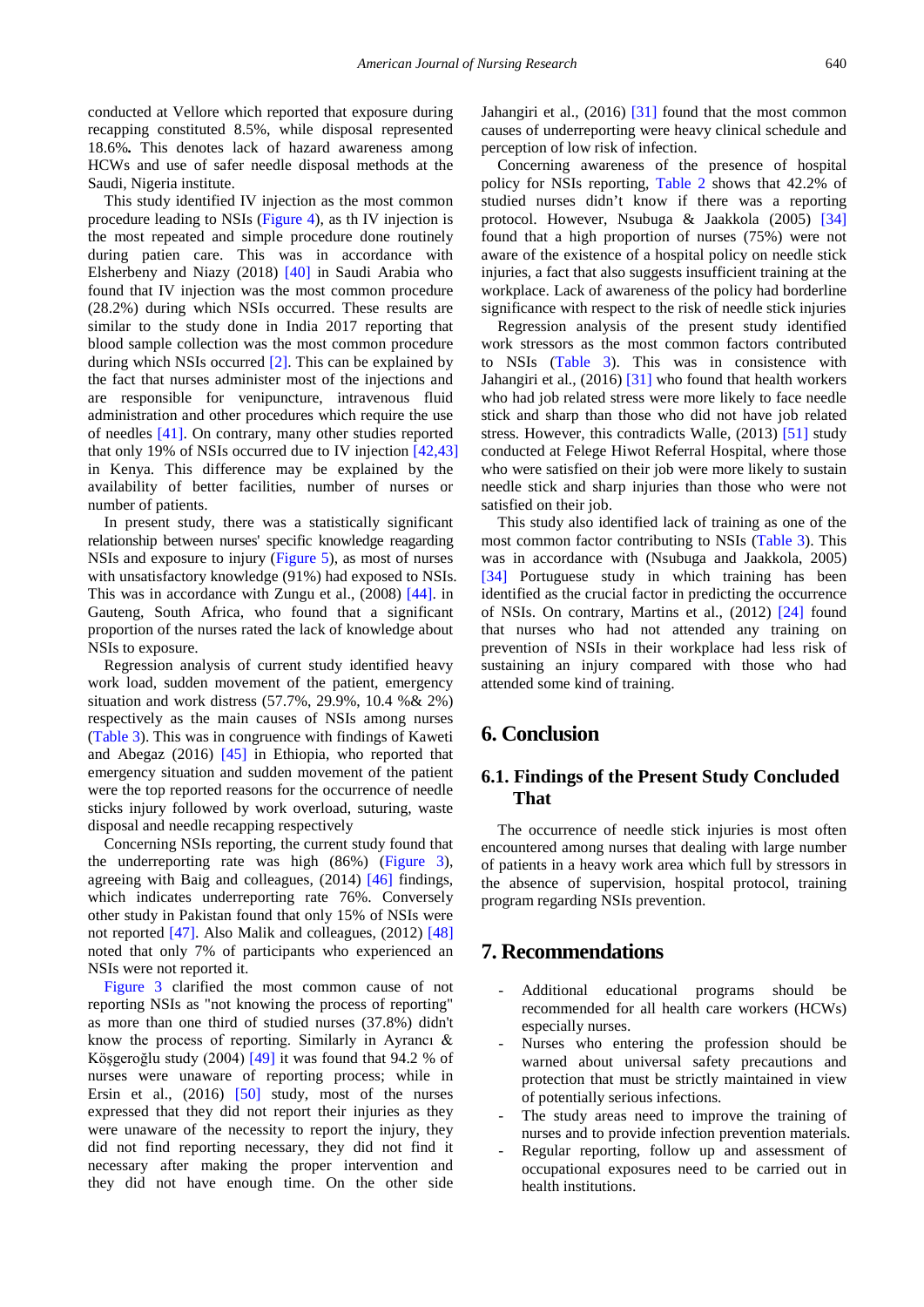conducted at Vellore which reported that exposure during recapping constituted 8.5%, while disposal represented 18.6%**.** This denotes lack of hazard awareness among HCWs and use of safer needle disposal methods at the Saudi, Nigeria institute.

This study identified IV injection as the most common procedure leading to NSIs (Figure 4), as th IV injection is the most repeated and simple procedure done routinely during patien care. This was in accordance with Elsherbeny and Niazy (2018) [40] in Saudi Arabia who found that IV injection was the most common procedure (28.2%) during which NSIs occurred. These results are similar to the study done in India 2017 reporting that blood sample collection was the most common procedure during which NSIs occurred [2]. This can be explained by the fact that nurses administer most of the injections and are responsible for venipuncture, intravenous fluid administration and other procedures which require the use of needles [41]. On contrary, many other studies reported that only 19% of NSIs occurred due to IV injection [42,43] in Kenya. This difference may be explained by the availability of better facilities, number of nurses or number of patients.

In present study, there was a statistically significant relationship between nurses' specific knowledge reagarding NSIs and exposure to injury (Figure 5), as most of nurses with unsatisfactory knowledge (91%) had exposed to NSIs. This was in accordance with Zungu et al., (2008) [44]. in Gauteng, South Africa, who found that a significant proportion of the nurses rated the lack of knowledge about NSIs to exposure.

Regression analysis of current study identified heavy work load, sudden movement of the patient, emergency situation and work distress (57.7%, 29.9%, 10.4 %& 2%) respectively as the main causes of NSIs among nurses (Table 3). This was in congruence with findings of Kaweti and Abegaz (2016) [45] in Ethiopia, who reported that emergency situation and sudden movement of the patient were the top reported reasons for the occurrence of needle sticks injury followed by work overload, suturing, waste disposal and needle recapping respectively

Concerning NSIs reporting, the current study found that the underreporting rate was high (86%) (Figure 3), agreeing with Baig and colleagues, (2014) [46] findings, which indicates underreporting rate 76%. Conversely other study in Pakistan found that only 15% of NSIs were not reported [47]. Also Malik and colleagues, (2012) [48] noted that only 7% of participants who experienced an NSIs were not reported it.

Figure 3 clarified the most common cause of not reporting NSIs as "not knowing the process of reporting" as more than one third of studied nurses (37.8%) didn't know the process of reporting. Similarly in Ayrancı & Köşgeroğlu study (2004) [49] it was found that 94.2 % of nurses were unaware of reporting process; while in Ersin et al., (2016) [50] study, most of the nurses expressed that they did not report their injuries as they were unaware of the necessity to report the injury, they did not find reporting necessary, they did not find it necessary after making the proper intervention and they did not have enough time. On the other side Jahangiri et al., (2016) [31] found that the most common causes of underreporting were heavy clinical schedule and perception of low risk of infection.

Concerning awareness of the presence of hospital policy for NSIs reporting, Table 2 shows that 42.2% of studied nurses didn't know if there was a reporting protocol. However, Nsubuga & Jaakkola (2005) [34] found that a high proportion of nurses (75%) were not aware of the existence of a hospital policy on needle stick injuries, a fact that also suggests insufficient training at the workplace. Lack of awareness of the policy had borderline significance with respect to the risk of needle stick injuries

Regression analysis of the present study identified work stressors as the most common factors contributed to NSIs (Table 3). This was in consistence with Jahangiri et al., (2016) [31] who found that health workers who had job related stress were more likely to face needle stick and sharp than those who did not have job related stress. However, this contradicts Walle, (2013) [51] study conducted at Felege Hiwot Referral Hospital, where those who were satisfied on their job were more likely to sustain needle stick and sharp injuries than those who were not satisfied on their job.

This study also identified lack of training as one of the most common factor contributing to NSIs. This was in accordance with (Nsubuga and Jaakkola, 2005) [34] Portuguese study in which training has been identified as the crucial factor in predicting the occurrence of NSIs. On contrary, Martins et al., (2012) [24] found that nurses who had not attended any training on prevention of NSIs in their workplace had less risk of sustaining an injury compared with those who had attended some kind of training.

# 6. Conclusion

## 6.1. Findings of the Present Study Concluded That

The occurrence of needle stick injuries is most often encountered among nurses that dealing with large number of patients in a heavy work area which full by stressors in the absence of supervision, hospital protocol, training program regarding NSIs prevention.

# 7. Recommendations

- Additional educational programs should be recommended for all health care workers (HCWs) especially nurses.
- Nurses who entering the profession should be warned about universal safety precautions and protection that must be strictly maintained in view of potentially serious infections.
- The study areas need to improve the training of nurses and to provide infection prevention materials.
- Regular reporting, follow up and assessment of occupational exposures need to be carried out in health institutions.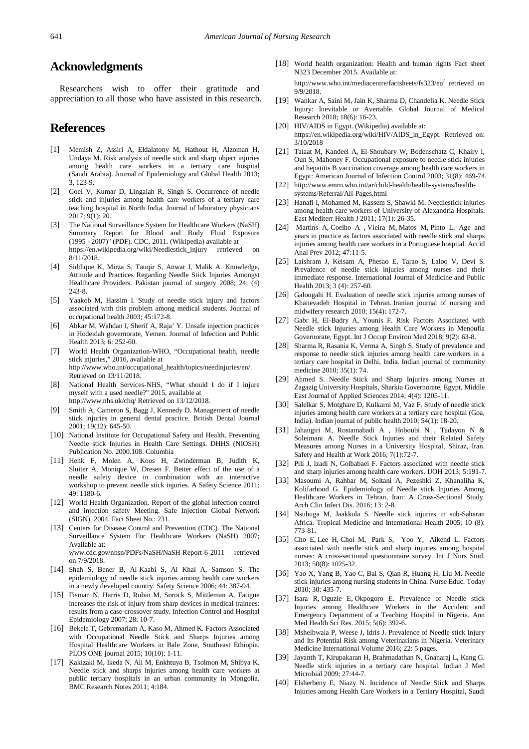## Acknowledgments

Researchers wish to offer their gratitude and appreciation to all those who have assisted in this research.

## References

[1] Memish Z, Assiri A, Eldalatony M, Hathout H, Alzoman H, Undaya M. Risk analysis of needle stick and sharp object injuries among health care workers in a tertiary care hospital (Saudi Arabia). Journal of Epidemiology and Global Health 2013; 3, 123-9.

[2] Goel V, Kumar D, Lingaiah R, Singh S. Occurrence of needle stick and injuries among health care workers of a tertiary care teaching hospital in North India. Journal of laboratory physicians 2017; 9(1): 20.

[3] The National Surveillance System for Healthcare Workers (NaSH) Summary Report for Blood and Body Fluid Exposure (1995 - 2007)" (PDF). CDC. 2011. (Wikipedia) available at https://en.wikipedia.org/wiki/Needlestick_injury retrieved on 8/11/2018.

[4] Siddique K, Mirza S, Tauqir S, Anwar I, Malik A. Knowledge, Attitude and Practices Regarding Needle Stick Injuries Amongst Healthcare Providers. Pakistan journal of surgery 2008; 24: (4) 243-8.

[5] Yaakob M, Hassim I. Study of needle stick injury and factors associated with this problem among medical students. Journal of occupational health 2003; 45:172-8.

[6] Abkar M, Wahdan I, Sherif A, Raja' Y. Unsafe injection practices in Hodeidah governorate, Yemen. Journal of Infection and Public Health 2013; 6: 252-60.

[7] World Health Organization-WHO, "Occupational health, needle stick injuries," 2016, available at http://www.who.int/occupational_health/topics/needinjuries/en/. Retrieved on 13/11/2018.

[8] National Health Services-NHS, "What should I do if I injure myself with a used needle?" 2015, available at http://www.nhs.uk/chq/ Retrieved on 13/12/2018.

[9] Smith A, Cameron S, Bagg J, Kennedy D. Management of needle stick injuries in general dental practice. British Dental Journal 2001; 19(12): 645-50.

[10] National Institute for Occupational Safety and Health. Preventing Needle stick Injuries in Health Care Settings. DHHS (NIOSH) Publication No. 2000.108. Columbia

[11] Henk F, Molen A, Koos H, Zwinderman B, Judith K, Sluiter A, Monique W, Dresen F. Better effect of the use of a needle safety device in combination with an interactive workshop to prevent needle stick injuries. A Safety Science 2011; 49: 1180-6.

[12] World Health Organization. Report of the global infection control and injection safety Meeting. Safe Injection Global Network (SIGN). 2004. Fact Sheet No.: 231.

[13] Centers for Disease Control and Prevention (CDC). The National Surveillance System For Healthcare Workers (NaSH) 2007; Available at: www.cdc.gov/nhsn/PDFs/NaSH/NaSH-Report-6-2011 retrieved on 7/9/2018.

[14] Shah S, Bener B, Al-Kaabi S, Al Khal A, Samson S. The epidemiology of needle stick injuries among health care workers in a newly developed country. Safety Science 2006; 44: 387-94.

[15] Fisman N, Harris D, Rubin M, Sorock S, Mittleman A. Fatigue increases the risk of injury from sharp devices in medical trainees: results from a case-crossover study. Infection Control and Hospital Epidemiology 2007; 28: 10-7.

[16] Bekele T, Gebremariam A, Kaso M, Ahmed K. Factors Associated with Occupational Needle Stick and Sharps Injuries among Hospital Healthcare Workers in Bale Zone, Southeast Ethiopia. PLOS ONE journal 2015; 10(10): 1-11.

[17] Kakizaki M, Ikeda N, Ali M, Enkhtuya B, Tsolmon M, Shibya K. Needle stick and sharps injuries among health care workers at public tertiary hospitals in an urban community in Mongolia. BMC Research Notes 2011; 4:184.

[18] World health organization: Health and human rights Fact sheet N323 December 2015. Available at: http://www.who.int/mediacentre/factsheets/fs323/en/ retrieved on 9/9/2018.

[19] Wankar A, Saini M, Jain K, Sharma D, Chandelia K. Needle Stick Injury: Inevitable or Avertable. Global Journal of Medical Research 2018; 18(6): 16-23.

[20] HIV/AIDS in Egypt. (Wikipedia) available at: https://en.wikipedia.org/wiki/HIV/AIDS_in_Egypt. Retrieved on: 3/10/2018

[21] Talaat M, Kandeel A, El-Shoubary W, Bodenschatz C, Khairy I, Oun S, Mahoney F. Occupational exposure to needle stick injuries and hepatitis B vaccination coverage among health care workers in Egypt: American Journal of Infection Control 2003; 31(8): 469-74.

[22] http://www.emro.who.int/ar/child-health/health-systems/health-systems/Referral/All-Pages.html

[23] Hanafi I, Mohamed M, Kassem S, Shawki M. Needlestick injuries among health care workers of University of Alexandria Hospitals. East Mediterr Health J 2011; 17(1): 26-35.

[24] Martins A, Coelho A , Vieira M, Matos M, Pinto L. Age and years in practice as factors associated with needle stick and sharps injuries among health care workers in a Portuguese hospital. Accid Anal Prev 2012; 47:11-5.

[25] Laishram J, Keisam A, Phesao E, Tarao S, Laloo V, Devi S. Prevalence of needle stick injuries among nurses and their immediate response. International Journal of Medicine and Public Health 2013; 3 (4): 257-60.

[26] Galougahi H. Evaluation of needle stick injuries among nurses of Khanevadeh Hospital in Tehran. Iranian journal of nursing and midwifery research 2010; 15(4): 172-7.

[27] Gabr H, El-Badry A, Younis F. Risk Factors Associated with Needle stick Injuries among Health Care Workers in Menoufia Governorate, Egypt. Int J Occup Environ Med 2018; 9(2): 63-8.

[28] Sharma R, Rasania K, Verma A, Singh S. Study of prevalence and response to needle stick injuries among health care workers in a tertiary care hospital in Delhi, India. Indian journal of community medicine 2010; 35(1): 74.

[29] Ahmed S. Needle Stick and Sharp Injuries among Nurses at Zagazig University Hospitals, Sharkia Governorate, Egypt. Middle East Journal of Applied Sciences 2014; 4(4): 1205-11.

[30] Salelkar S, Motghare D, Kulkarni M, Vaz F. Study of needle stick injuries among health care workers at a tertiary care hospital (Goa, India). Indian journal of public health 2010; 54(1): 18-20.

[31] Jahangiri M, Rostamabadi A , Hoboubi N , Tadayon N & Soleimani A. Needle Stick Injuries and their Related Safety Measures among Nurses in a University Hospital, Shiraz, Iran. Safety and Health at Work 2016; 7(1):72-7.

[32] Pili J, Izadi N, Golbabaei F. Factors associated with needle stick and sharp injuries among health care workers. IJOH 2013; 5:191-7.

[33] Masoumi A, Rahbar M, Soltani A, Pezeshki Z, Khanaliha K, Kolifarhood G. Epidemiology of Needle stick Injuries Among Healthcare Workers in Tehran, Iran: A Cross-Sectional Study. Arch Clin Infect Dis. 2016; 13: 2-8.

[34] Nsubuga M, Jaakkola S. Needle stick injuries in sub-Saharan Africa. Tropical Medicine and International Health 2005; 10 (8): 773-81.

[35] Cho E, Lee H, Choi M, Park S, Yoo Y, Aikend L. Factors associated with needle stick and sharp injuries among hospital nurses: A cross-sectional questionnaire survey. Int J Nurs Stud. 2013; 50(8): 1025-32.

[36] Yao X, Yang B, Yao C, Bai S, Qian R, Huang H, Liu M. Needle stick injuries among nursing students in China. Nurse Educ. Today 2010; 30: 435-7.

[37] Isara R, Oguzie E, Okpogoro E. Prevalence of Needle stick Injuries among Healthcare Workers in the Accident and Emergency Department of a Teaching Hospital in Nigeria. Ann Med Health Sci Res. 2015; 5(6): 392-6.

[38] Mshelbwala P, Weese J, Idris J. Prevalence of Needle stick Injury and Its Potential Risk among Veterinarians in Nigeria. Veterinary Medicine International Volume 2016; 22: 5 pages.

[39] Jayanth T, Kirupakaran H, Brahmadathan N, Gnanaraj L, Kang G. Needle stick injuries in a tertiary care hospital. Indian J Med Microbial 2009; 27:44-7.

[40] Elsherbeny E, Niazy N. Incidence of Needle Stick and Sharps Injuries among Health Care Workers in a Tertiary Hospital, Saudi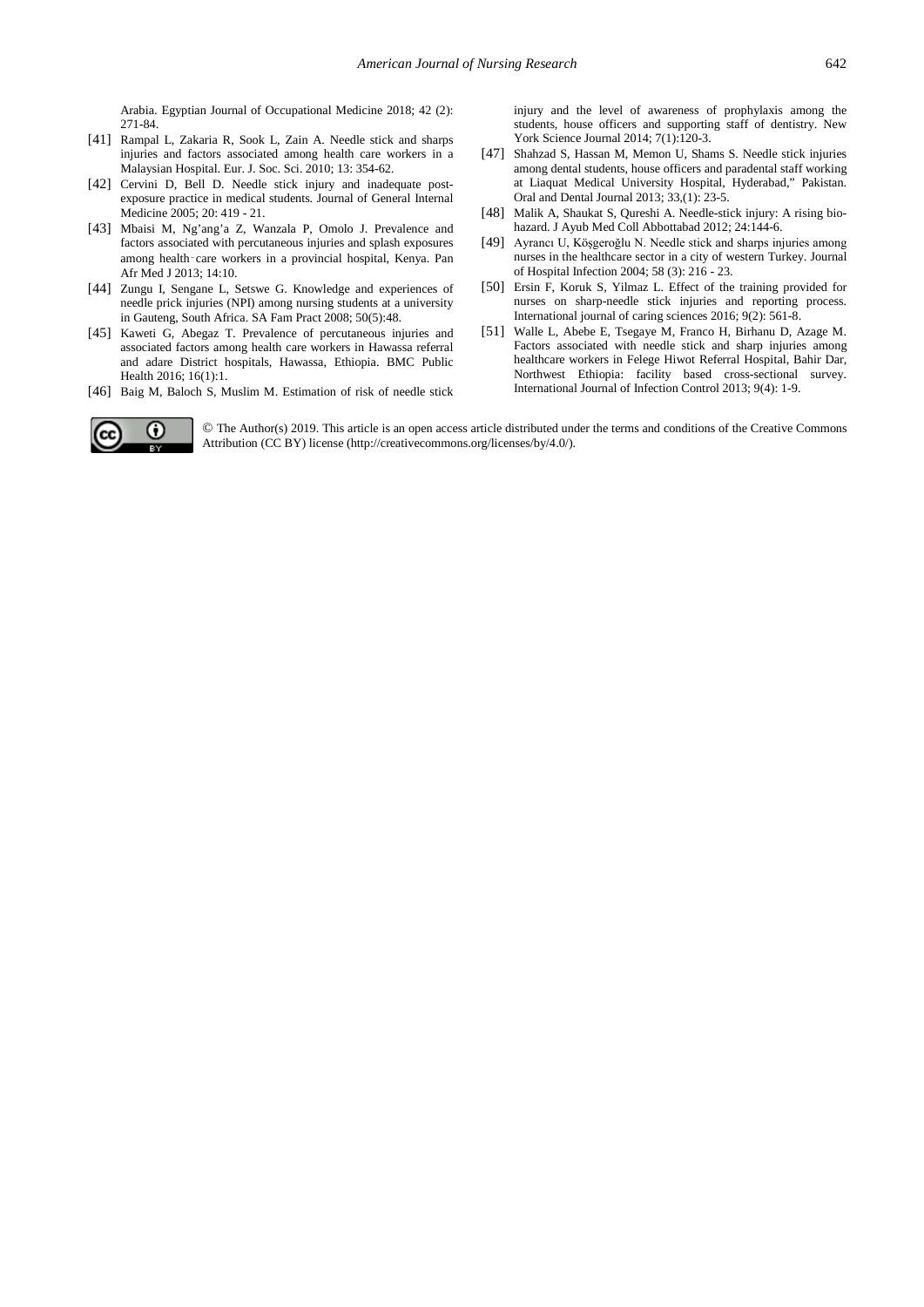Arabia. Egyptian Journal of Occupational Medicine 2018; 42 (2): 271-84.

[41] Rampal L, Zakaria R, Sook L, Zain A. Needle stick and sharps injuries and factors associated among health care workers in a Malaysian Hospital. Eur. J. Soc. Sci. 2010; 13: 354-62.

[42] Cervini D, Bell D. Needle stick injury and inadequate post-exposure practice in medical students. Journal of General Internal Medicine 2005; 20: 419 - 21.

[43] Mbaisi M, Ng'ang'a Z, Wanzala P, Omolo J. Prevalence and factors associated with percutaneous injuries and splash exposures among health‑care workers in a provincial hospital, Kenya. Pan Afr Med J 2013; 14:10.

[44] Zungu I, Sengane L, Setswe G. Knowledge and experiences of needle prick injuries (NPI) among nursing students at a university in Gauteng, South Africa. SA Fam Pract 2008; 50(5):48.

[45] Kaweti G, Abegaz T. Prevalence of percutaneous injuries and associated factors among health care workers in Hawassa referral and adare District hospitals, Hawassa, Ethiopia. BMC Public Health 2016; 16(1):1.

[46] Baig M, Baloch S, Muslim M. Estimation of risk of needle stick injury and the level of awareness of prophylaxis among the students, house officers and supporting staff of dentistry. New York Science Journal 2014; 7(1):120-3.

[47] Shahzad S, Hassan M, Memon U, Shams S. Needle stick injuries among dental students, house officers and paradental staff working at Liaquat Medical University Hospital, Hyderabad," Pakistan. Oral and Dental Journal 2013; 33,(1): 23-5.

[48] Malik A, Shaukat S, Qureshi A. Needle-stick injury: A rising bio-hazard. J Ayub Med Coll Abbottabad 2012; 24:144-6.

[49] Ayrancı U, Köşgeroğlu N. Needle stick and sharps injuries among nurses in the healthcare sector in a city of western Turkey. Journal of Hospital Infection 2004; 58 (3): 216 - 23.

[50] Ersin F, Koruk S, Yilmaz L. Effect of the training provided for nurses on sharp-needle stick injuries and reporting process. International journal of caring sciences 2016; 9(2): 561-8.

[51] Walle L, Abebe E, Tsegaye M, Franco H, Birhanu D, Azage M. Factors associated with needle stick and sharp injuries among healthcare workers in Felege Hiwot Referral Hospital, Bahir Dar, Northwest Ethiopia: facility based cross-sectional survey. International Journal of Infection Control 2013; 9(4): 1-9.

© The Author(s) 2019. This article is an open access article distributed under the terms and conditions of the Creative Commons Attribution (CC BY) license (http://creativecommons.org/licenses/by/4.0/).